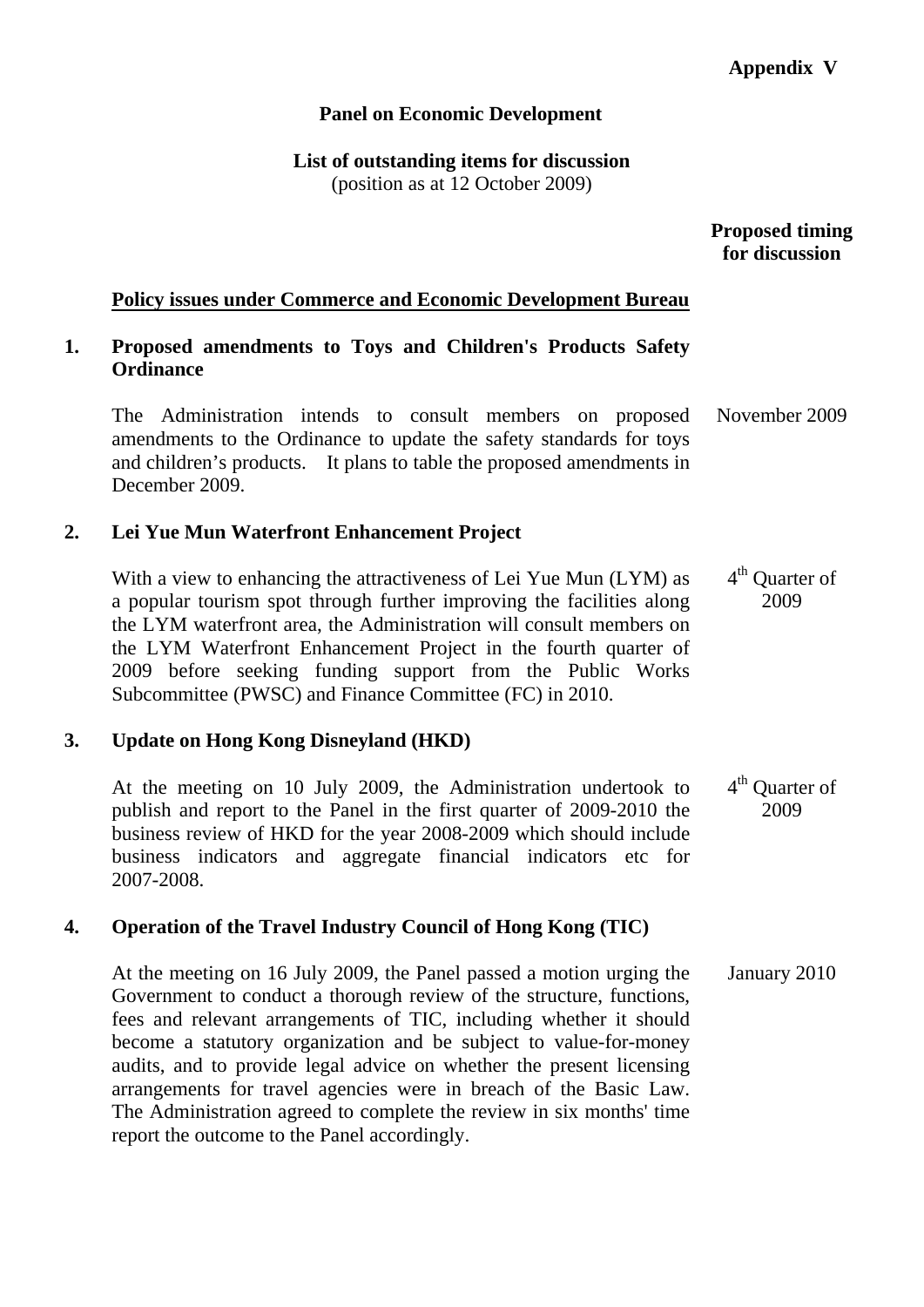**Appendix V**

**Panel on Economic Development**

**List of outstanding items for discussion**
(position as at 12 October 2009)

| | | **Proposed timing for discussion** |
|---|---|---|
| | **Policy issues under Commerce and Economic Development Bureau** | |
| **1.** | **Proposed amendments to Toys and Children's Products Safety Ordinance** | |
| | The Administration intends to consult members on proposed amendments to the Ordinance to update the safety standards for toys and children's products. It plans to table the proposed amendments in December 2009. | November 2009 |
| **2.** | **Lei Yue Mun Waterfront Enhancement Project** | |
| | With a view to enhancing the attractiveness of Lei Yue Mun (LYM) as a popular tourism spot through further improving the facilities along the LYM waterfront area, the Administration will consult members on the LYM Waterfront Enhancement Project in the fourth quarter of 2009 before seeking funding support from the Public Works Subcommittee (PWSC) and Finance Committee (FC) in 2010. | 4th Quarter of 2009 |
| **3.** | **Update on Hong Kong Disneyland (HKD)** | |
| | At the meeting on 10 July 2009, the Administration undertook to publish and report to the Panel in the first quarter of 2009-2010 the business review of HKD for the year 2008-2009 which should include business indicators and aggregate financial indicators etc for 2007-2008. | 4th Quarter of 2009 |
| **4.** | **Operation of the Travel Industry Council of Hong Kong (TIC)** | |
| | At the meeting on 16 July 2009, the Panel passed a motion urging the Government to conduct a thorough review of the structure, functions, fees and relevant arrangements of TIC, including whether it should become a statutory organization and be subject to value-for-money audits, and to provide legal advice on whether the present licensing arrangements for travel agencies were in breach of the Basic Law. The Administration agreed to complete the review in six months' time report the outcome to the Panel accordingly. | January 2010 |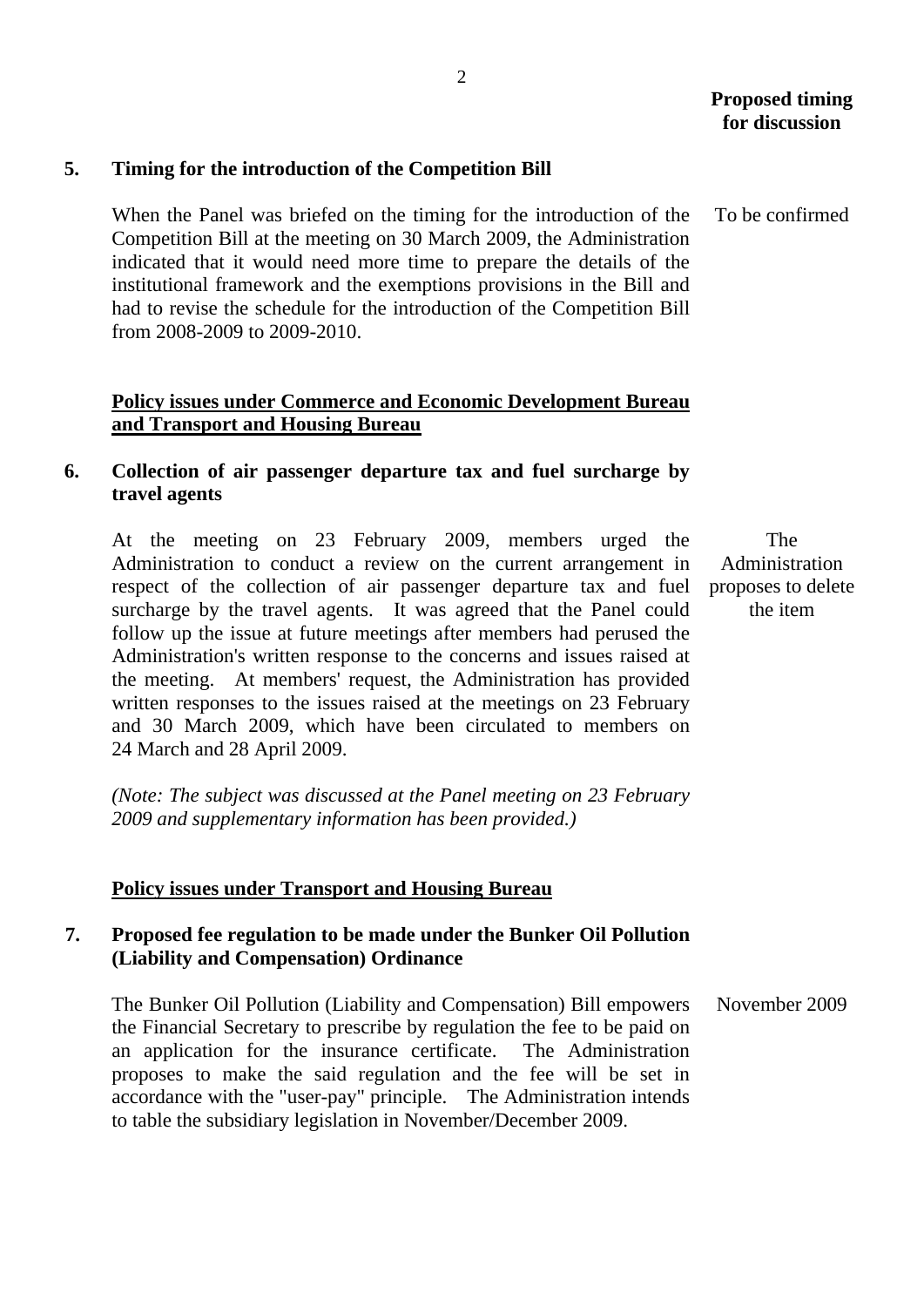**Proposed timing for discussion**

**5. Timing for the introduction of the Competition Bill**

When the Panel was briefed on the timing for the introduction of the Competition Bill at the meeting on 30 March 2009, the Administration indicated that it would need more time to prepare the details of the institutional framework and the exemptions provisions in the Bill and had to revise the schedule for the introduction of the Competition Bill from 2008-2009 to 2009-2010.

*Proposed timing for discussion:* To be confirmed

**<u>Policy issues under Commerce and Economic Development Bureau and Transport and Housing Bureau</u>**

**6. Collection of air passenger departure tax and fuel surcharge by travel agents**

At the meeting on 23 February 2009, members urged the Administration to conduct a review on the current arrangement in respect of the collection of air passenger departure tax and fuel surcharge by the travel agents. It was agreed that the Panel could follow up the issue at future meetings after members had perused the Administration's written response to the concerns and issues raised at the meeting. At members' request, the Administration has provided written responses to the issues raised at the meetings on 23 February and 30 March 2009, which have been circulated to members on 24 March and 28 April 2009.

*Proposed timing for discussion:* The Administration proposes to delete the item

*(Note: The subject was discussed at the Panel meeting on 23 February 2009 and supplementary information has been provided.)*

**<u>Policy issues under Transport and Housing Bureau</u>**

**7. Proposed fee regulation to be made under the Bunker Oil Pollution (Liability and Compensation) Ordinance**

The Bunker Oil Pollution (Liability and Compensation) Bill empowers the Financial Secretary to prescribe by regulation the fee to be paid on an application for the insurance certificate. The Administration proposes to make the said regulation and the fee will be set in accordance with the "user-pay" principle. The Administration intends to table the subsidiary legislation in November/December 2009.

*Proposed timing for discussion:* November 2009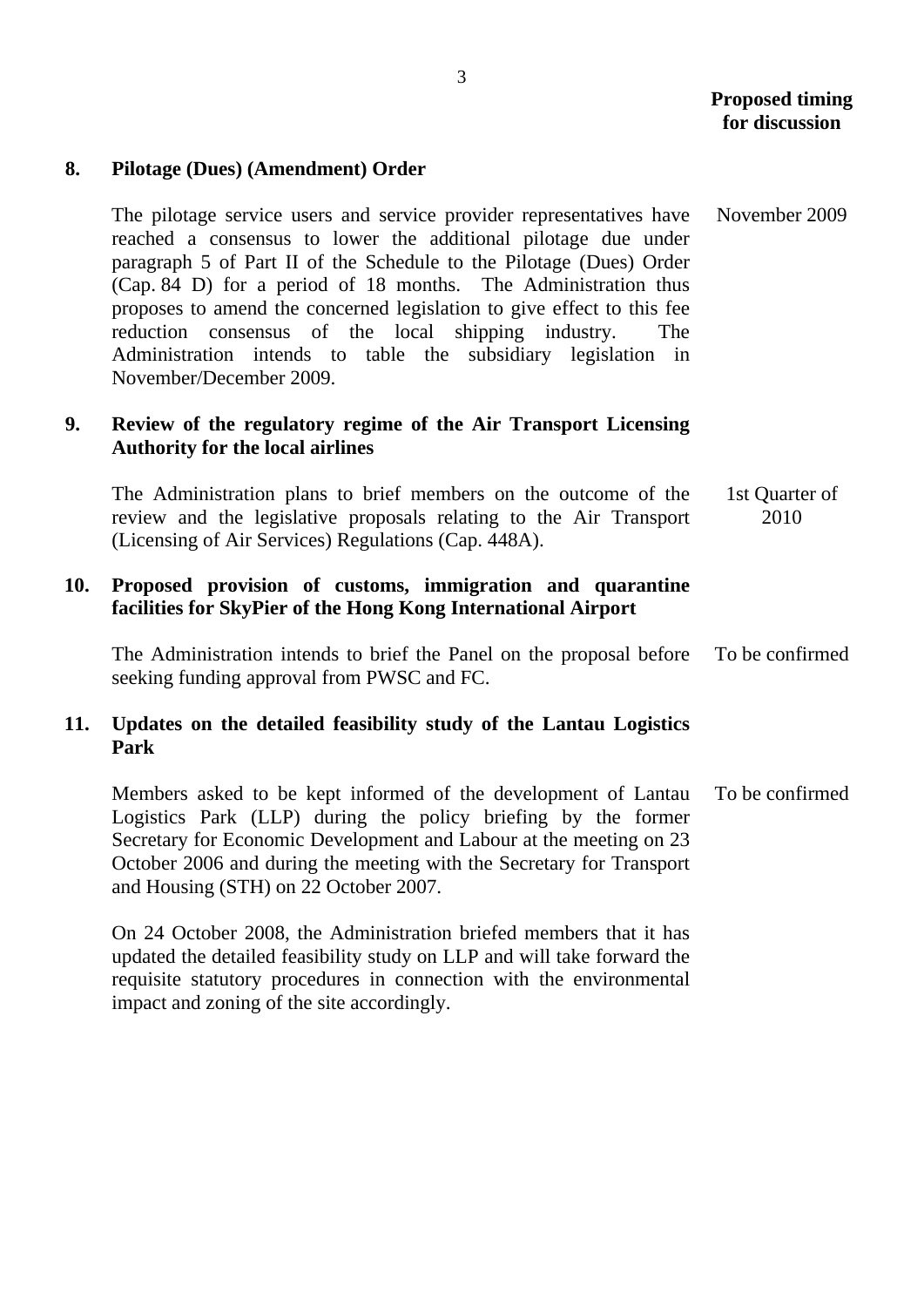**Proposed timing for discussion**

**8. Pilotage (Dues) (Amendment) Order**

The pilotage service users and service provider representatives have reached a consensus to lower the additional pilotage due under paragraph 5 of Part II of the Schedule to the Pilotage (Dues) Order (Cap. 84 D) for a period of 18 months. The Administration thus proposes to amend the concerned legislation to give effect to this fee reduction consensus of the local shipping industry. The Administration intends to table the subsidiary legislation in November/December 2009. — November 2009

**9. Review of the regulatory regime of the Air Transport Licensing Authority for the local airlines**

The Administration plans to brief members on the outcome of the review and the legislative proposals relating to the Air Transport (Licensing of Air Services) Regulations (Cap. 448A). — 1st Quarter of 2010

**10. Proposed provision of customs, immigration and quarantine facilities for SkyPier of the Hong Kong International Airport**

The Administration intends to brief the Panel on the proposal before seeking funding approval from PWSC and FC. — To be confirmed

**11. Updates on the detailed feasibility study of the Lantau Logistics Park**

Members asked to be kept informed of the development of Lantau Logistics Park (LLP) during the policy briefing by the former Secretary for Economic Development and Labour at the meeting on 23 October 2006 and during the meeting with the Secretary for Transport and Housing (STH) on 22 October 2007. — To be confirmed

On 24 October 2008, the Administration briefed members that it has updated the detailed feasibility study on LLP and will take forward the requisite statutory procedures in connection with the environmental impact and zoning of the site accordingly.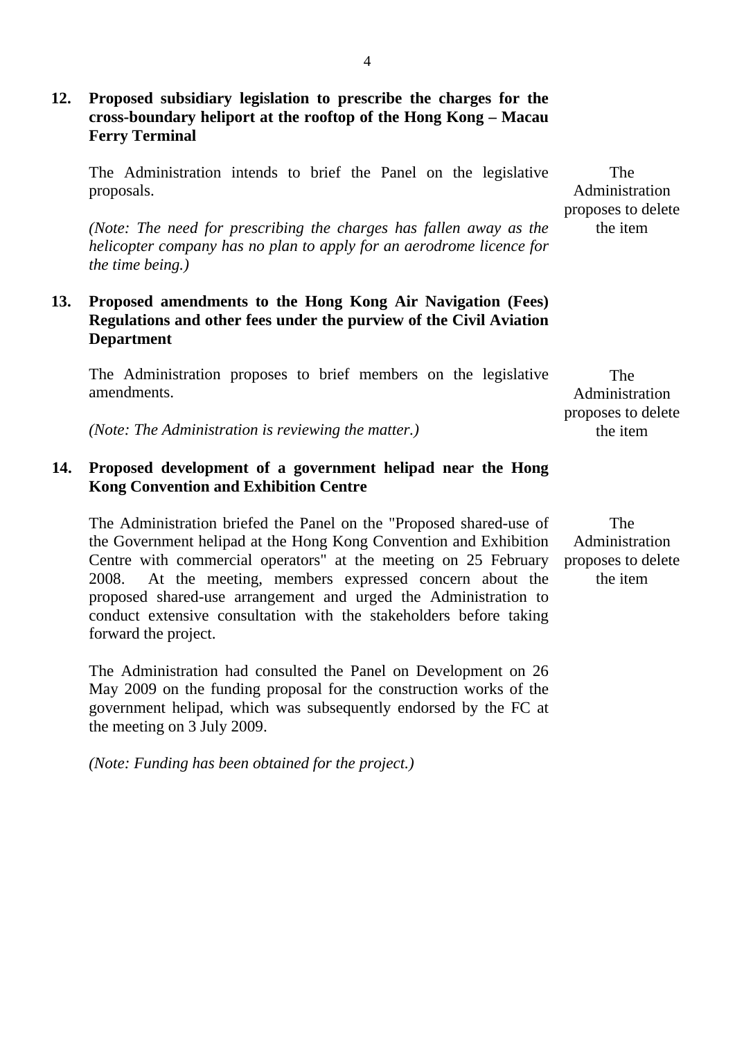**12. Proposed subsidiary legislation to prescribe the charges for the cross-boundary heliport at the rooftop of the Hong Kong – Macau Ferry Terminal**

The Administration intends to brief the Panel on the legislative proposals.

*(Note: The need for prescribing the charges has fallen away as the helicopter company has no plan to apply for an aerodrome licence for the time being.)*

The Administration proposes to delete the item

**13. Proposed amendments to the Hong Kong Air Navigation (Fees) Regulations and other fees under the purview of the Civil Aviation Department**

The Administration proposes to brief members on the legislative amendments.

*(Note: The Administration is reviewing the matter.)*

The Administration proposes to delete the item

**14. Proposed development of a government helipad near the Hong Kong Convention and Exhibition Centre**

The Administration briefed the Panel on the "Proposed shared-use of the Government helipad at the Hong Kong Convention and Exhibition Centre with commercial operators" at the meeting on 25 February 2008. At the meeting, members expressed concern about the proposed shared-use arrangement and urged the Administration to conduct extensive consultation with the stakeholders before taking forward the project.

The Administration had consulted the Panel on Development on 26 May 2009 on the funding proposal for the construction works of the government helipad, which was subsequently endorsed by the FC at the meeting on 3 July 2009.

*(Note: Funding has been obtained for the project.)*

The Administration proposes to delete the item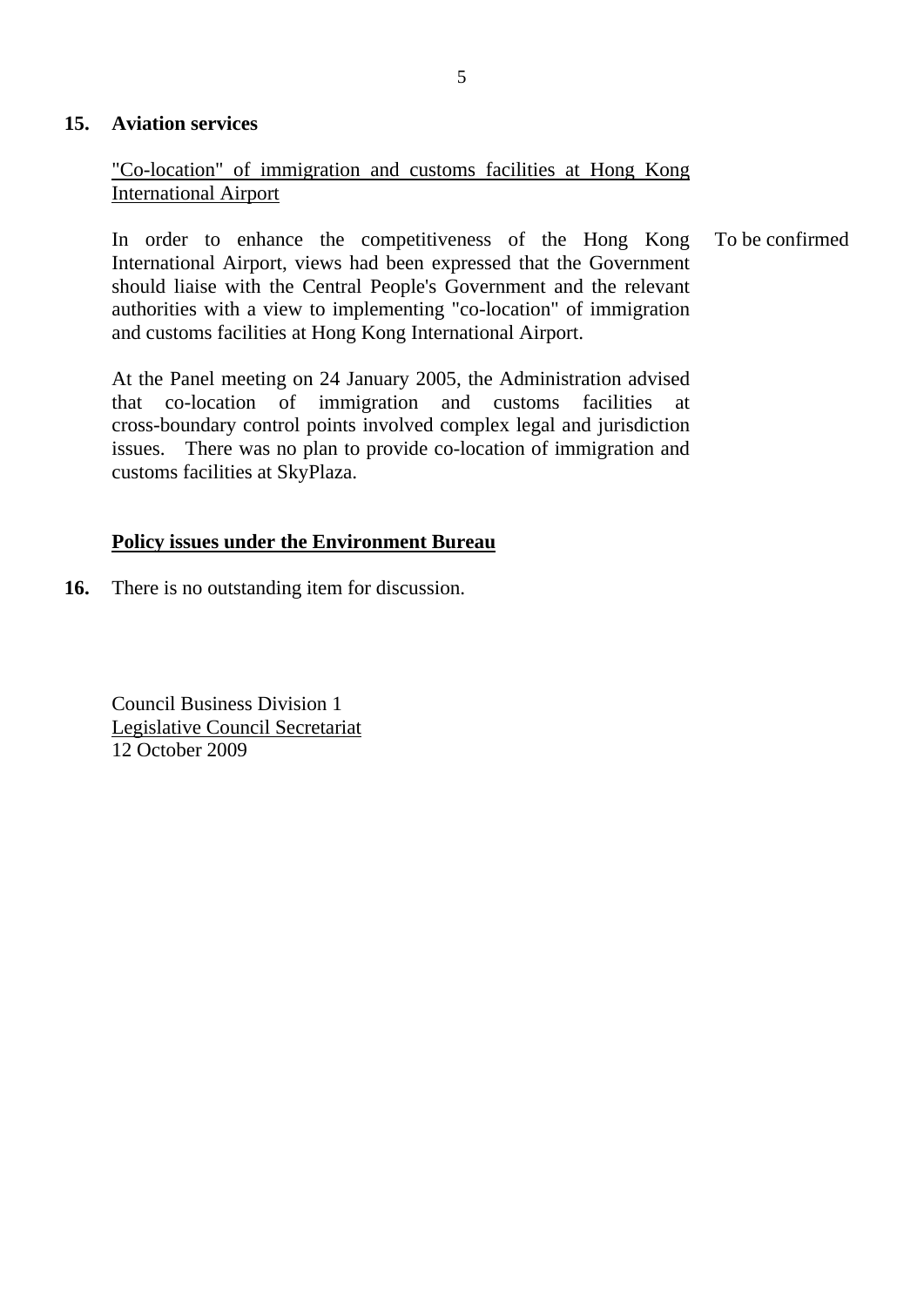**15. Aviation services**

"Co-location" of immigration and customs facilities at Hong Kong International Airport

In order to enhance the competitiveness of the Hong Kong International Airport, views had been expressed that the Government should liaise with the Central People's Government and the relevant authorities with a view to implementing "co-location" of immigration and customs facilities at Hong Kong International Airport. — To be confirmed

At the Panel meeting on 24 January 2005, the Administration advised that co-location of immigration and customs facilities at cross-boundary control points involved complex legal and jurisdiction issues. There was no plan to provide co-location of immigration and customs facilities at SkyPlaza.

**Policy issues under the Environment Bureau**

**16.** There is no outstanding item for discussion.

Council Business Division 1
Legislative Council Secretariat
12 October 2009